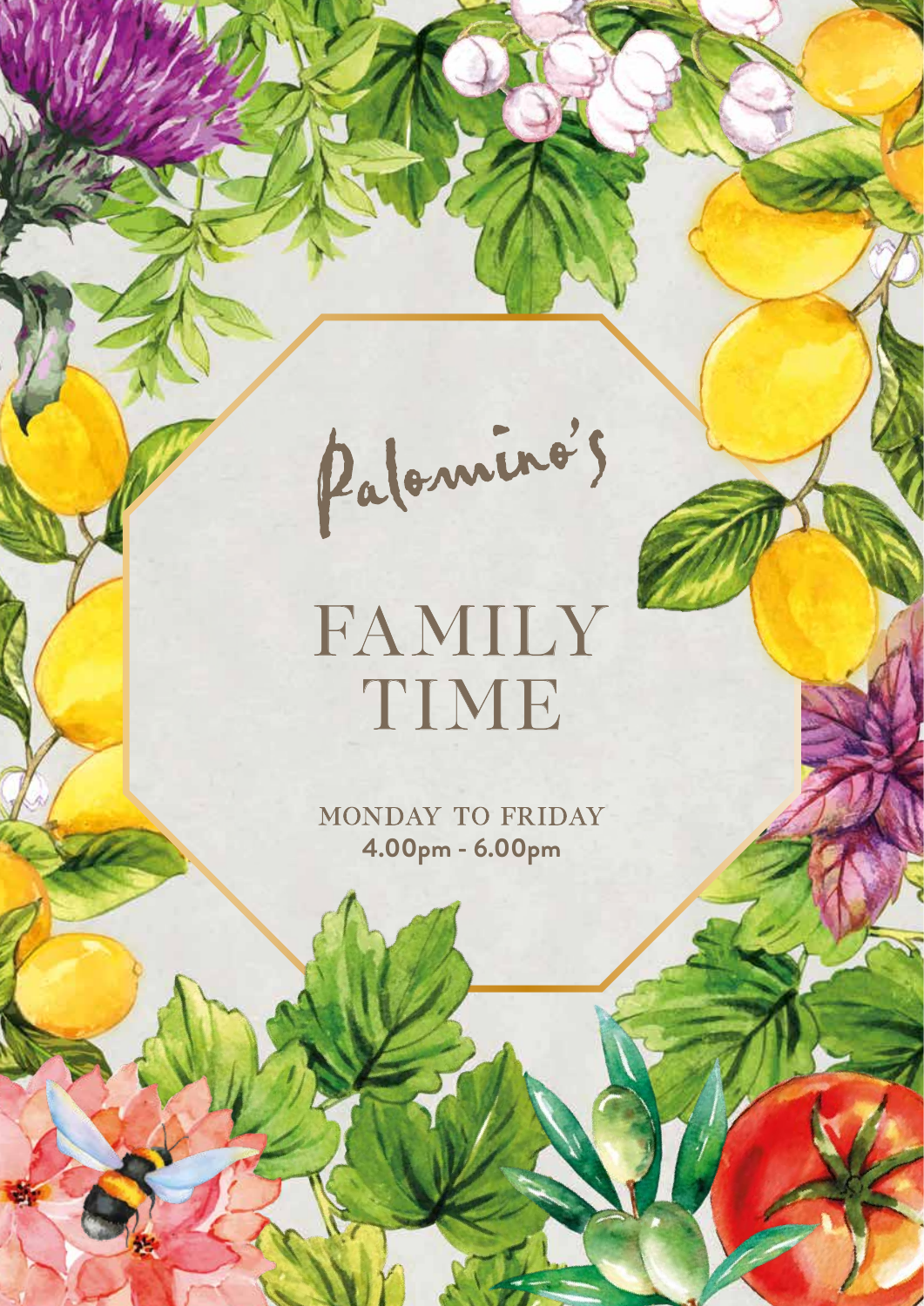# Palomino's

## FAMILY TIME

MONDAY TO FRIDAY
**4.00pm - 6.00pm**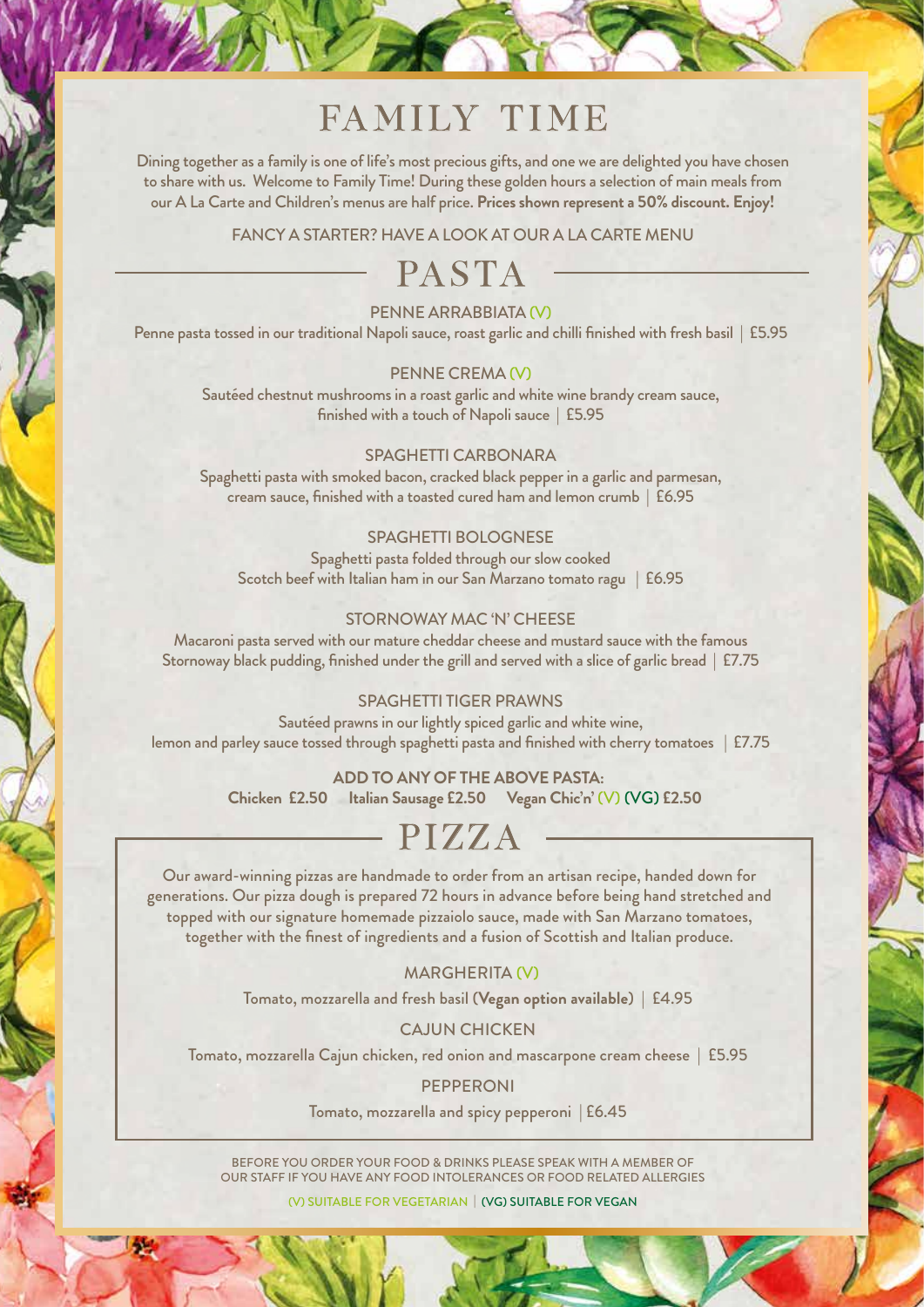# FAMILY TIME

Dining together as a family is one of life's most precious gifts, and one we are delighted you have chosen to share with us. Welcome to Family Time! During these golden hours a selection of main meals from our A La Carte and Children's menus are half price. **Prices shown represent a 50% discount. Enjoy!**

FANCY A STARTER? HAVE A LOOK AT OUR A LA CARTE MENU

## PASTA

### PENNE ARRABBIATA (V)

Penne pasta tossed in our traditional Napoli sauce, roast garlic and chilli finished with fresh basil | £5.95

### PENNE CREMA (V)

Sautéed chestnut mushrooms in a roast garlic and white wine brandy cream sauce, finished with a touch of Napoli sauce | £5.95

### SPAGHETTI CARBONARA

Spaghetti pasta with smoked bacon, cracked black pepper in a garlic and parmesan, cream sauce, finished with a toasted cured ham and lemon crumb | £6.95

### SPAGHETTI BOLOGNESE

Spaghetti pasta folded through our slow cooked Scotch beef with Italian ham in our San Marzano tomato ragu | £6.95

### STORNOWAY MAC 'N' CHEESE

Macaroni pasta served with our mature cheddar cheese and mustard sauce with the famous Stornoway black pudding, finished under the grill and served with a slice of garlic bread | £7.75

### SPAGHETTI TIGER PRAWNS

Sautéed prawns in our lightly spiced garlic and white wine, lemon and parley sauce tossed through spaghetti pasta and finished with cherry tomatoes | £7.75

**ADD TO ANY OF THE ABOVE PASTA:**
**Chicken £2.50 Italian Sausage £2.50 Vegan Chic'n' (V) (VG) £2.50**

## PIZZA

Our award-winning pizzas are handmade to order from an artisan recipe, handed down for generations. Our pizza dough is prepared 72 hours in advance before being hand stretched and topped with our signature homemade pizzaiolo sauce, made with San Marzano tomatoes, together with the finest of ingredients and a fusion of Scottish and Italian produce.

### MARGHERITA (V)

Tomato, mozzarella and fresh basil **(Vegan option available)** | £4.95

### CAJUN CHICKEN

Tomato, mozzarella Cajun chicken, red onion and mascarpone cream cheese | £5.95

### PEPPERONI

Tomato, mozzarella and spicy pepperoni | £6.45

BEFORE YOU ORDER YOUR FOOD & DRINKS PLEASE SPEAK WITH A MEMBER OF OUR STAFF IF YOU HAVE ANY FOOD INTOLERANCES OR FOOD RELATED ALLERGIES

(V) SUITABLE FOR VEGETARIAN | (VG) SUITABLE FOR VEGAN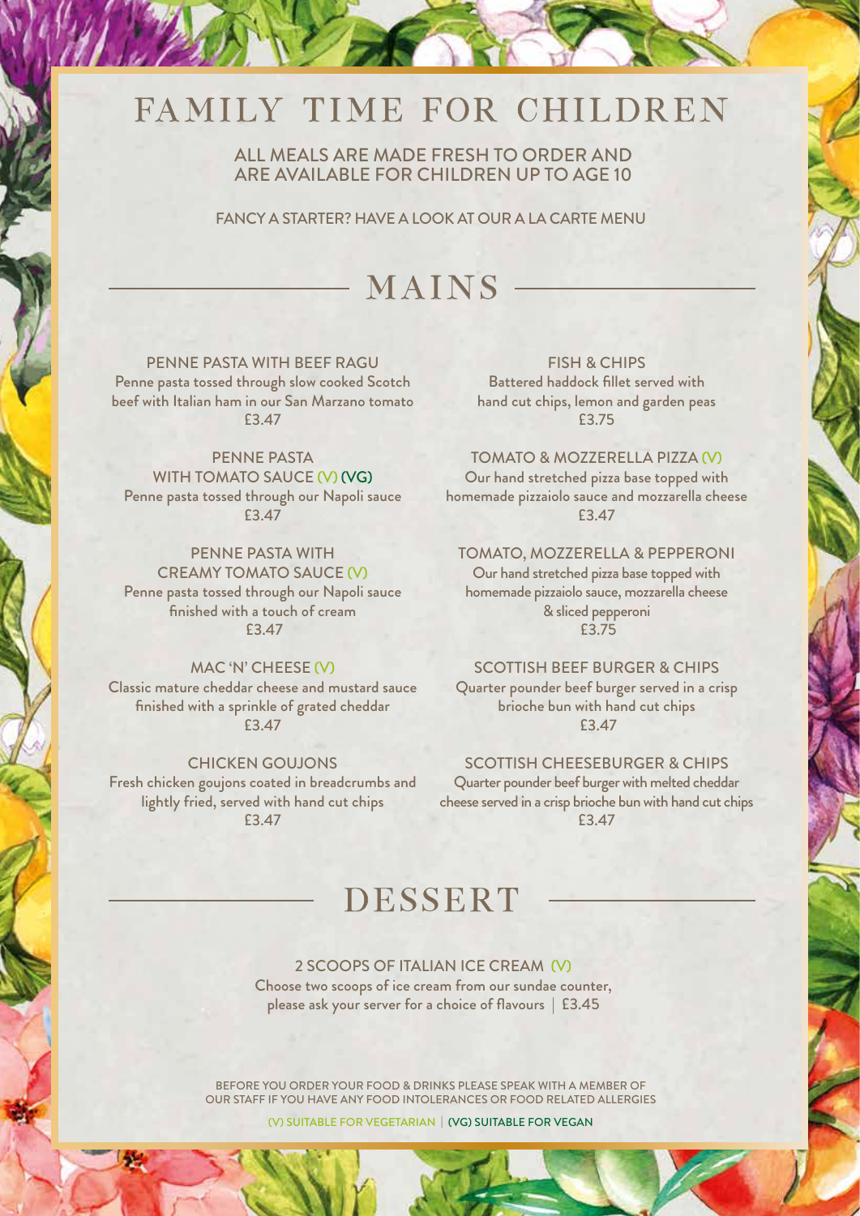# FAMILY TIME FOR CHILDREN

ALL MEALS ARE MADE FRESH TO ORDER AND ARE AVAILABLE FOR CHILDREN UP TO AGE 10

FANCY A STARTER? HAVE A LOOK AT OUR A LA CARTE MENU

## MAINS

**PENNE PASTA WITH BEEF RAGU**
Penne pasta tossed through slow cooked Scotch beef with Italian ham in our San Marzano tomato
£3.47

**PENNE PASTA WITH TOMATO SAUCE (V) (VG)**
Penne pasta tossed through our Napoli sauce
£3.47

**PENNE PASTA WITH CREAMY TOMATO SAUCE (V)**
Penne pasta tossed through our Napoli sauce finished with a touch of cream
£3.47

**MAC 'N' CHEESE (V)**
Classic mature cheddar cheese and mustard sauce finished with a sprinkle of grated cheddar
£3.47

**CHICKEN GOUJONS**
Fresh chicken goujons coated in breadcrumbs and lightly fried, served with hand cut chips
£3.47

**FISH & CHIPS**
Battered haddock fillet served with hand cut chips, lemon and garden peas
£3.75

**TOMATO & MOZZERELLA PIZZA (V)**
Our hand stretched pizza base topped with homemade pizzaiolo sauce and mozzarella cheese
£3.47

**TOMATO, MOZZERELLA & PEPPERONI**
Our hand stretched pizza base topped with homemade pizzaiolo sauce, mozzarella cheese & sliced pepperoni
£3.75

**SCOTTISH BEEF BURGER & CHIPS**
Quarter pounder beef burger served in a crisp brioche bun with hand cut chips
£3.47

**SCOTTISH CHEESEBURGER & CHIPS**
Quarter pounder beef burger with melted cheddar cheese served in a crisp brioche bun with hand cut chips
£3.47

## DESSERT

**2 SCOOPS OF ITALIAN ICE CREAM (V)**
Choose two scoops of ice cream from our sundae counter, please ask your server for a choice of flavours | £3.45

BEFORE YOU ORDER YOUR FOOD & DRINKS PLEASE SPEAK WITH A MEMBER OF OUR STAFF IF YOU HAVE ANY FOOD INTOLERANCES OR FOOD RELATED ALLERGIES

(V) SUITABLE FOR VEGETARIAN | (VG) SUITABLE FOR VEGAN